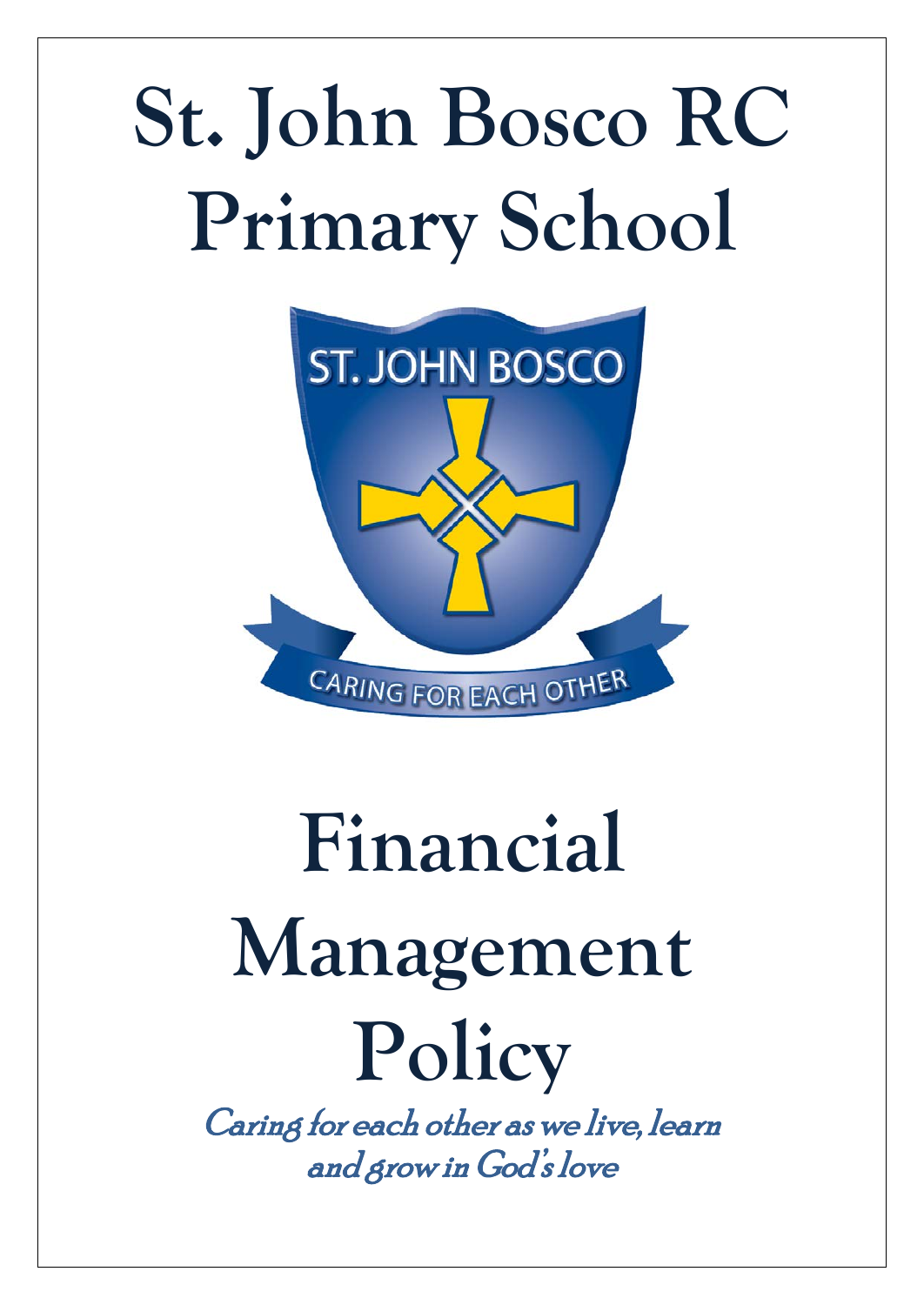# St. John Bosco RC Primary School

# Financial Management Policy

*Caring for each other as we live, learn and grow in God's love*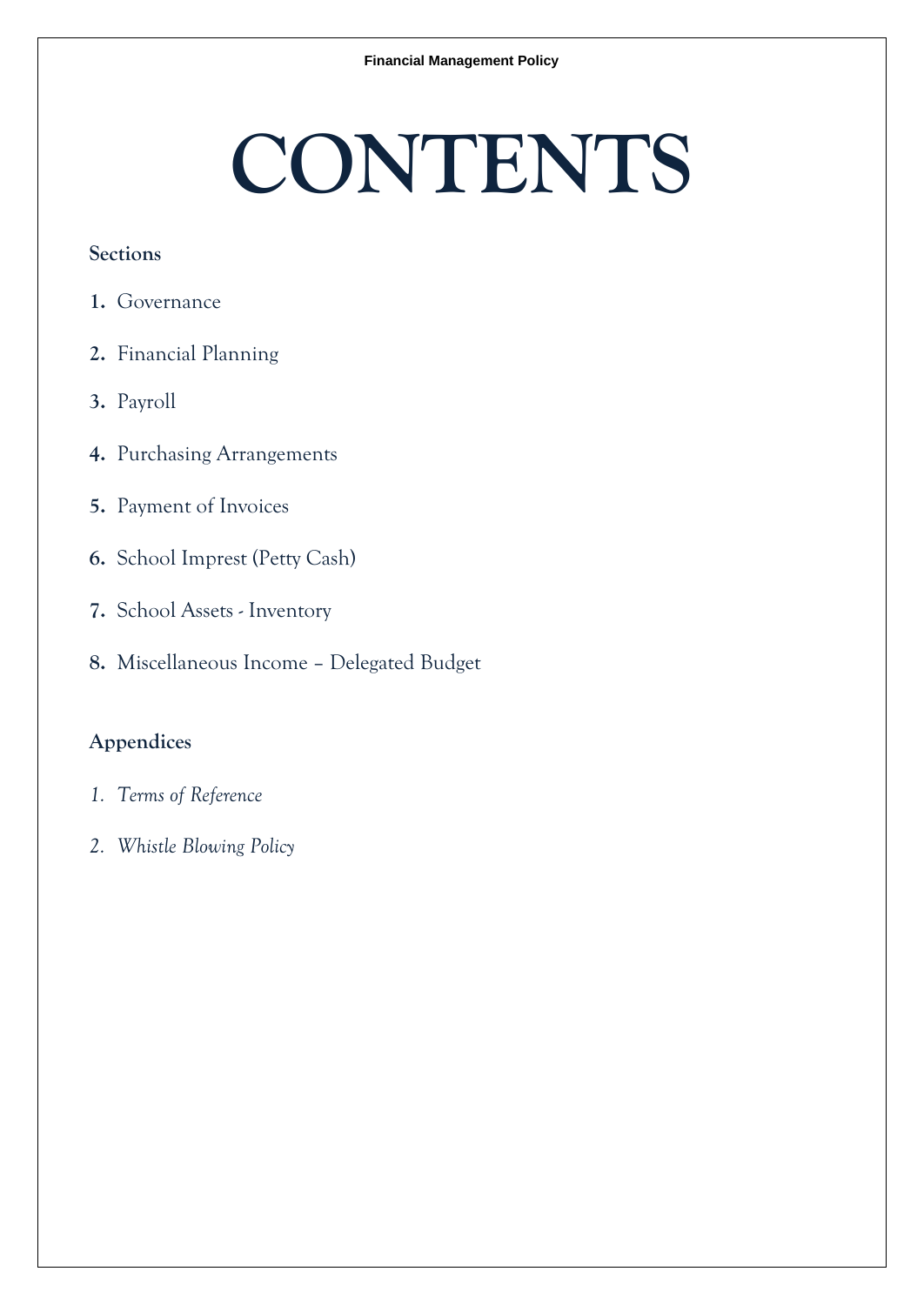# CONTENTS

**Sections**

1. Governance
2. Financial Planning
3. Payroll
4. Purchasing Arrangements
5. Payment of Invoices
6. School Imprest (Petty Cash)
7. School Assets - Inventory
8. Miscellaneous Income – Delegated Budget

**Appendices**

1. *Terms of Reference*
2. *Whistle Blowing Policy*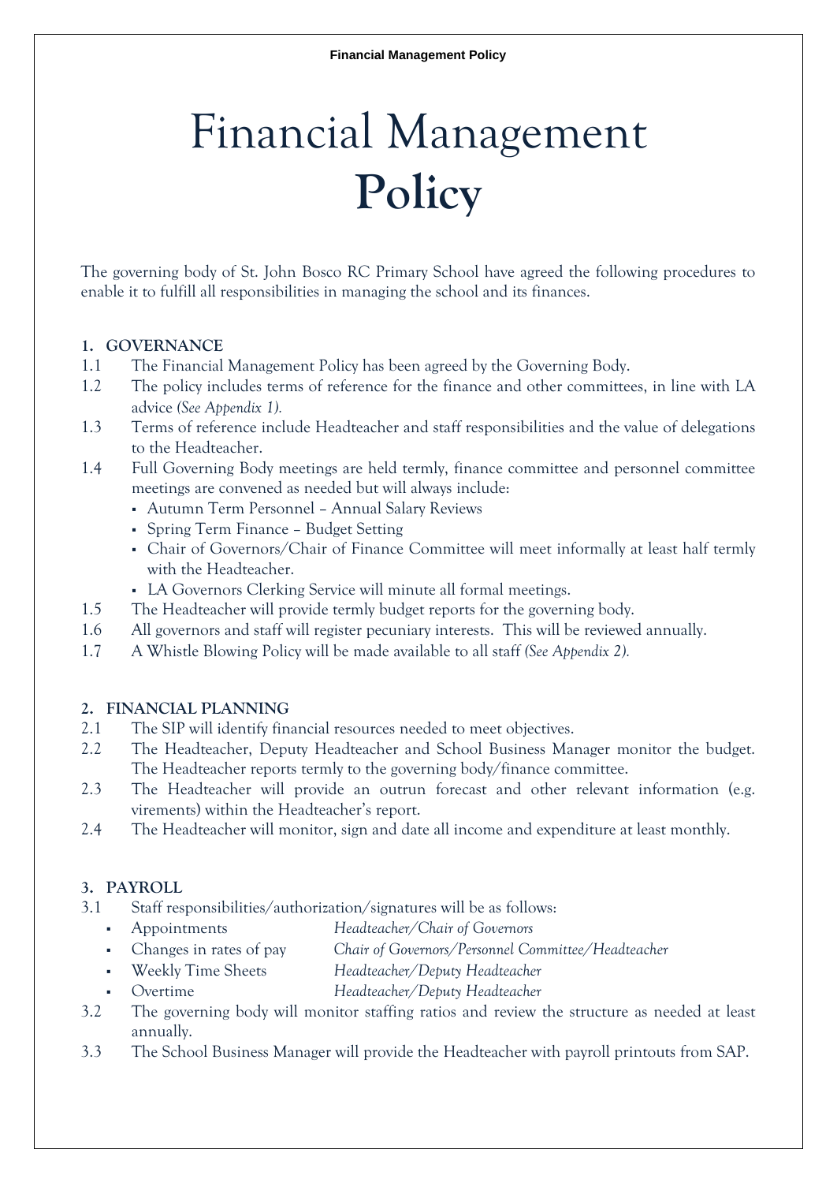# Financial Management **Policy**

The governing body of St. John Bosco RC Primary School have agreed the following procedures to enable it to fulfill all responsibilities in managing the school and its finances.

## 1. GOVERNANCE

1.1 The Financial Management Policy has been agreed by the Governing Body.

1.2 The policy includes terms of reference for the finance and other committees, in line with LA advice *(See Appendix 1).*

1.3 Terms of reference include Headteacher and staff responsibilities and the value of delegations to the Headteacher.

1.4 Full Governing Body meetings are held termly, finance committee and personnel committee meetings are convened as needed but will always include:

- Autumn Term Personnel – Annual Salary Reviews
- Spring Term Finance – Budget Setting
- Chair of Governors/Chair of Finance Committee will meet informally at least half termly with the Headteacher.
- LA Governors Clerking Service will minute all formal meetings.

1.5 The Headteacher will provide termly budget reports for the governing body.

1.6 All governors and staff will register pecuniary interests. This will be reviewed annually.

1.7 A Whistle Blowing Policy will be made available to all staff *(See Appendix 2).*

## 2. FINANCIAL PLANNING

2.1 The SIP will identify financial resources needed to meet objectives.

2.2 The Headteacher, Deputy Headteacher and School Business Manager monitor the budget. The Headteacher reports termly to the governing body/finance committee.

2.3 The Headteacher will provide an outrun forecast and other relevant information (e.g. virements) within the Headteacher's report.

2.4 The Headteacher will monitor, sign and date all income and expenditure at least monthly.

## 3. PAYROLL

3.1 Staff responsibilities/authorization/signatures will be as follows:

- Appointments — *Headteacher/Chair of Governors*
- Changes in rates of pay — *Chair of Governors/Personnel Committee/Headteacher*
- Weekly Time Sheets — *Headteacher/Deputy Headteacher*
- Overtime — *Headteacher/Deputy Headteacher*

3.2 The governing body will monitor staffing ratios and review the structure as needed at least annually.

3.3 The School Business Manager will provide the Headteacher with payroll printouts from SAP.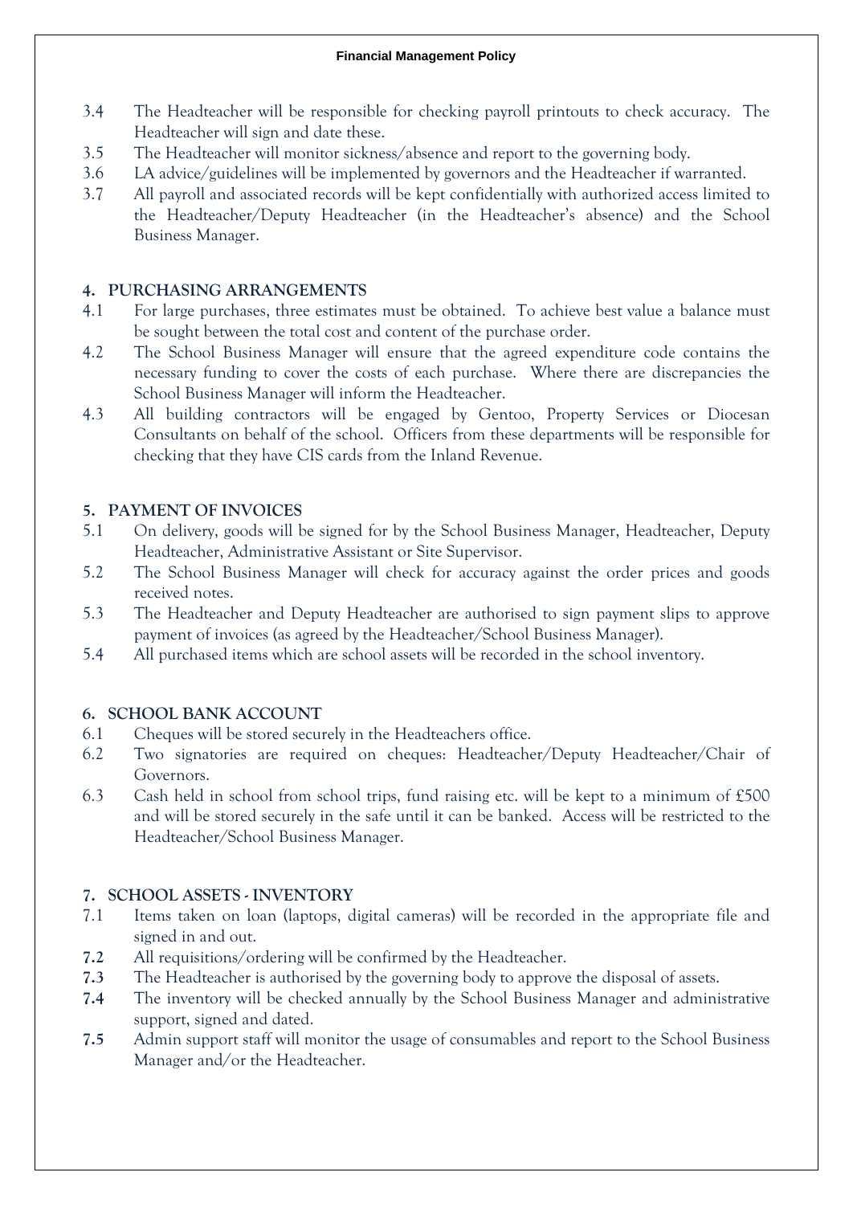3.4 The Headteacher will be responsible for checking payroll printouts to check accuracy. The Headteacher will sign and date these.

3.5 The Headteacher will monitor sickness/absence and report to the governing body.

3.6 LA advice/guidelines will be implemented by governors and the Headteacher if warranted.

3.7 All payroll and associated records will be kept confidentially with authorized access limited to the Headteacher/Deputy Headteacher (in the Headteacher's absence) and the School Business Manager.

## 4. PURCHASING ARRANGEMENTS

4.1 For large purchases, three estimates must be obtained. To achieve best value a balance must be sought between the total cost and content of the purchase order.

4.2 The School Business Manager will ensure that the agreed expenditure code contains the necessary funding to cover the costs of each purchase. Where there are discrepancies the School Business Manager will inform the Headteacher.

4.3 All building contractors will be engaged by Gentoo, Property Services or Diocesan Consultants on behalf of the school. Officers from these departments will be responsible for checking that they have CIS cards from the Inland Revenue.

## 5. PAYMENT OF INVOICES

5.1 On delivery, goods will be signed for by the School Business Manager, Headteacher, Deputy Headteacher, Administrative Assistant or Site Supervisor.

5.2 The School Business Manager will check for accuracy against the order prices and goods received notes.

5.3 The Headteacher and Deputy Headteacher are authorised to sign payment slips to approve payment of invoices (as agreed by the Headteacher/School Business Manager).

5.4 All purchased items which are school assets will be recorded in the school inventory.

## 6. SCHOOL BANK ACCOUNT

6.1 Cheques will be stored securely in the Headteachers office.

6.2 Two signatories are required on cheques: Headteacher/Deputy Headteacher/Chair of Governors.

6.3 Cash held in school from school trips, fund raising etc. will be kept to a minimum of £500 and will be stored securely in the safe until it can be banked. Access will be restricted to the Headteacher/School Business Manager.

## 7. SCHOOL ASSETS - INVENTORY

7.1 Items taken on loan (laptops, digital cameras) will be recorded in the appropriate file and signed in and out.

**7.2** All requisitions/ordering will be confirmed by the Headteacher.

**7.3** The Headteacher is authorised by the governing body to approve the disposal of assets.

**7.4** The inventory will be checked annually by the School Business Manager and administrative support, signed and dated.

**7.5** Admin support staff will monitor the usage of consumables and report to the School Business Manager and/or the Headteacher.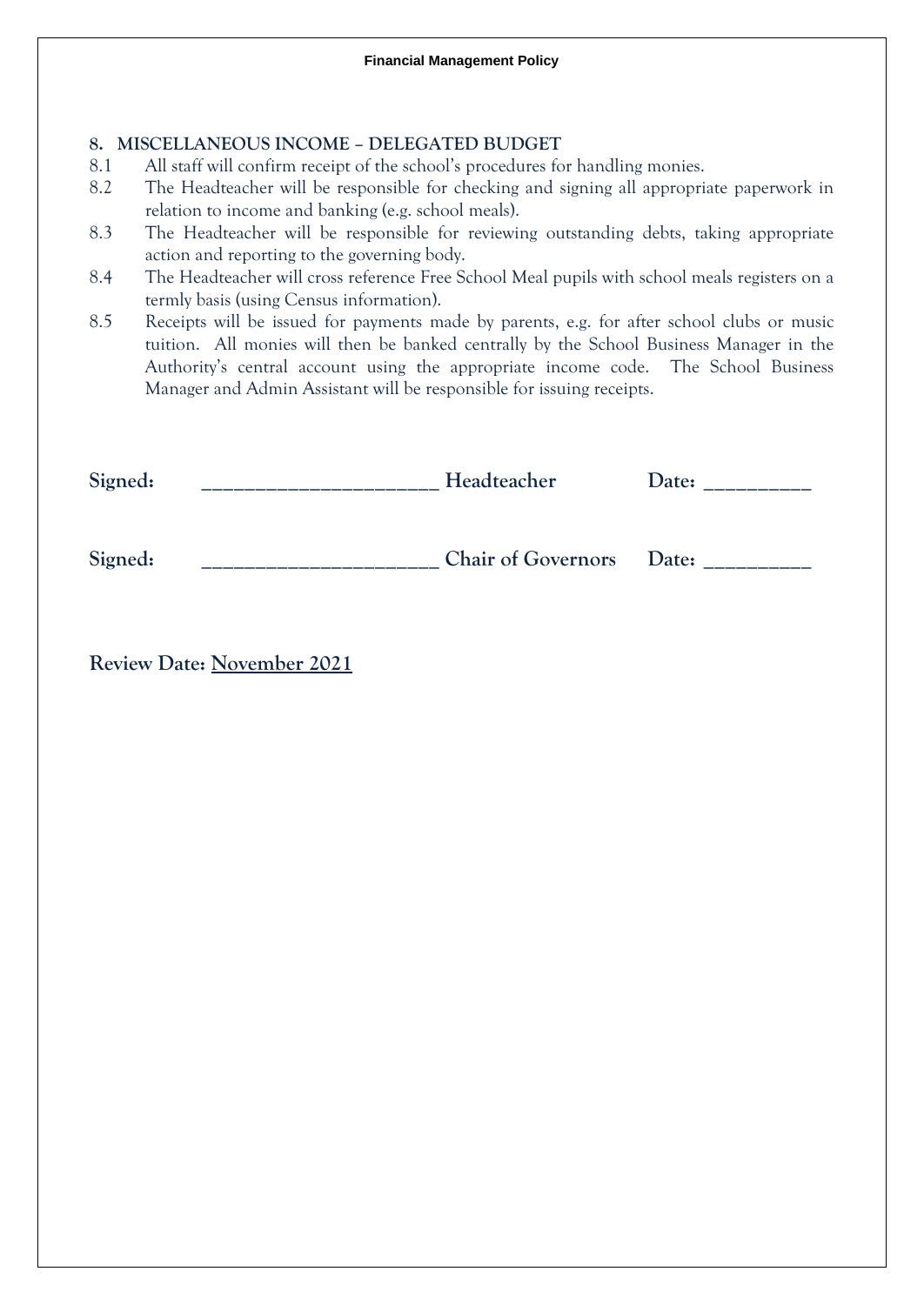## 8. MISCELLANEOUS INCOME – DELEGATED BUDGET

8.1 All staff will confirm receipt of the school's procedures for handling monies.

8.2 The Headteacher will be responsible for checking and signing all appropriate paperwork in relation to income and banking (e.g. school meals).

8.3 The Headteacher will be responsible for reviewing outstanding debts, taking appropriate action and reporting to the governing body.

8.4 The Headteacher will cross reference Free School Meal pupils with school meals registers on a termly basis (using Census information).

8.5 Receipts will be issued for payments made by parents, e.g. for after school clubs or music tuition. All monies will then be banked centrally by the School Business Manager in the Authority's central account using the appropriate income code. The School Business Manager and Admin Assistant will be responsible for issuing receipts.

**Signed:** ______________________ **Headteacher** **Date:** __________

**Signed:** ______________________ **Chair of Governors** **Date:** __________

**Review Date: November 2021**